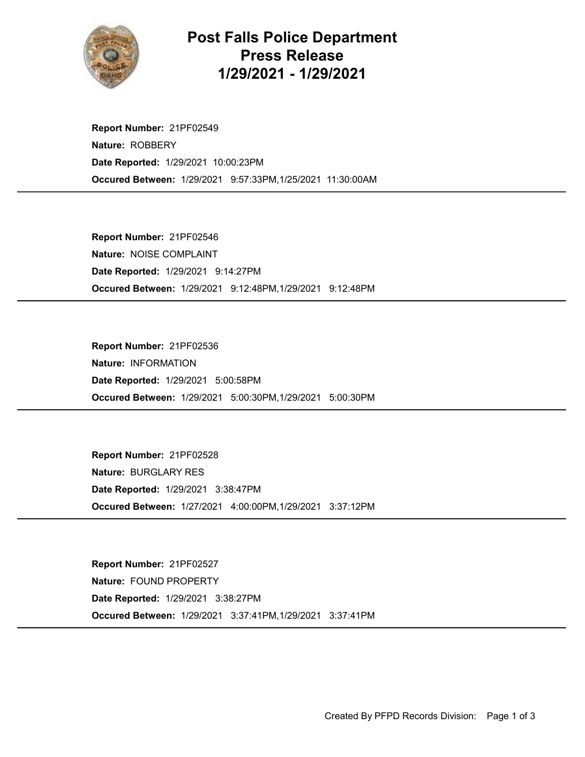# Post Falls Police Department Press Release 1/29/2021 - 1/29/2021

**Report Number:** 21PF02549
**Nature:** ROBBERY
**Date Reported:** 1/29/2021 10:00:23PM
**Occured Between:** 1/29/2021 9:57:33PM,1/25/2021 11:30:00AM

---

**Report Number:** 21PF02546
**Nature:** NOISE COMPLAINT
**Date Reported:** 1/29/2021 9:14:27PM
**Occured Between:** 1/29/2021 9:12:48PM,1/29/2021 9:12:48PM

---

**Report Number:** 21PF02536
**Nature:** INFORMATION
**Date Reported:** 1/29/2021 5:00:58PM
**Occured Between:** 1/29/2021 5:00:30PM,1/29/2021 5:00:30PM

---

**Report Number:** 21PF02528
**Nature:** BURGLARY RES
**Date Reported:** 1/29/2021 3:38:47PM
**Occured Between:** 1/27/2021 4:00:00PM,1/29/2021 3:37:12PM

---

**Report Number:** 21PF02527
**Nature:** FOUND PROPERTY
**Date Reported:** 1/29/2021 3:38:27PM
**Occured Between:** 1/29/2021 3:37:41PM,1/29/2021 3:37:41PM

---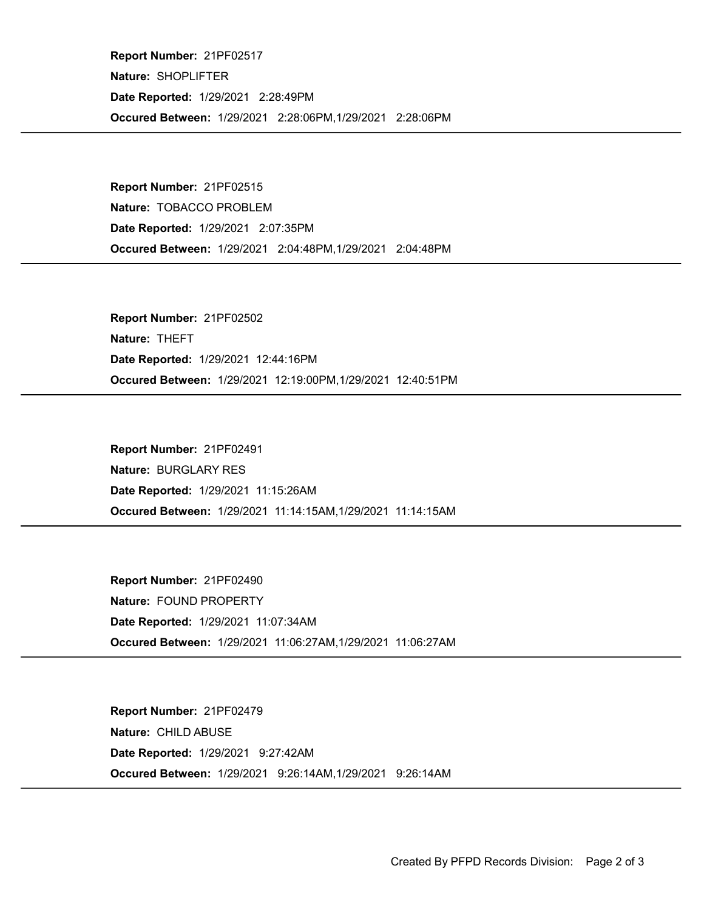**Report Number:** 21PF02517
**Nature:** SHOPLIFTER
**Date Reported:** 1/29/2021 2:28:49PM
**Occured Between:** 1/29/2021 2:28:06PM,1/29/2021 2:28:06PM

---

**Report Number:** 21PF02515
**Nature:** TOBACCO PROBLEM
**Date Reported:** 1/29/2021 2:07:35PM
**Occured Between:** 1/29/2021 2:04:48PM,1/29/2021 2:04:48PM

---

**Report Number:** 21PF02502
**Nature:** THEFT
**Date Reported:** 1/29/2021 12:44:16PM
**Occured Between:** 1/29/2021 12:19:00PM,1/29/2021 12:40:51PM

---

**Report Number:** 21PF02491
**Nature:** BURGLARY RES
**Date Reported:** 1/29/2021 11:15:26AM
**Occured Between:** 1/29/2021 11:14:15AM,1/29/2021 11:14:15AM

---

**Report Number:** 21PF02490
**Nature:** FOUND PROPERTY
**Date Reported:** 1/29/2021 11:07:34AM
**Occured Between:** 1/29/2021 11:06:27AM,1/29/2021 11:06:27AM

---

**Report Number:** 21PF02479
**Nature:** CHILD ABUSE
**Date Reported:** 1/29/2021 9:27:42AM
**Occured Between:** 1/29/2021 9:26:14AM,1/29/2021 9:26:14AM

---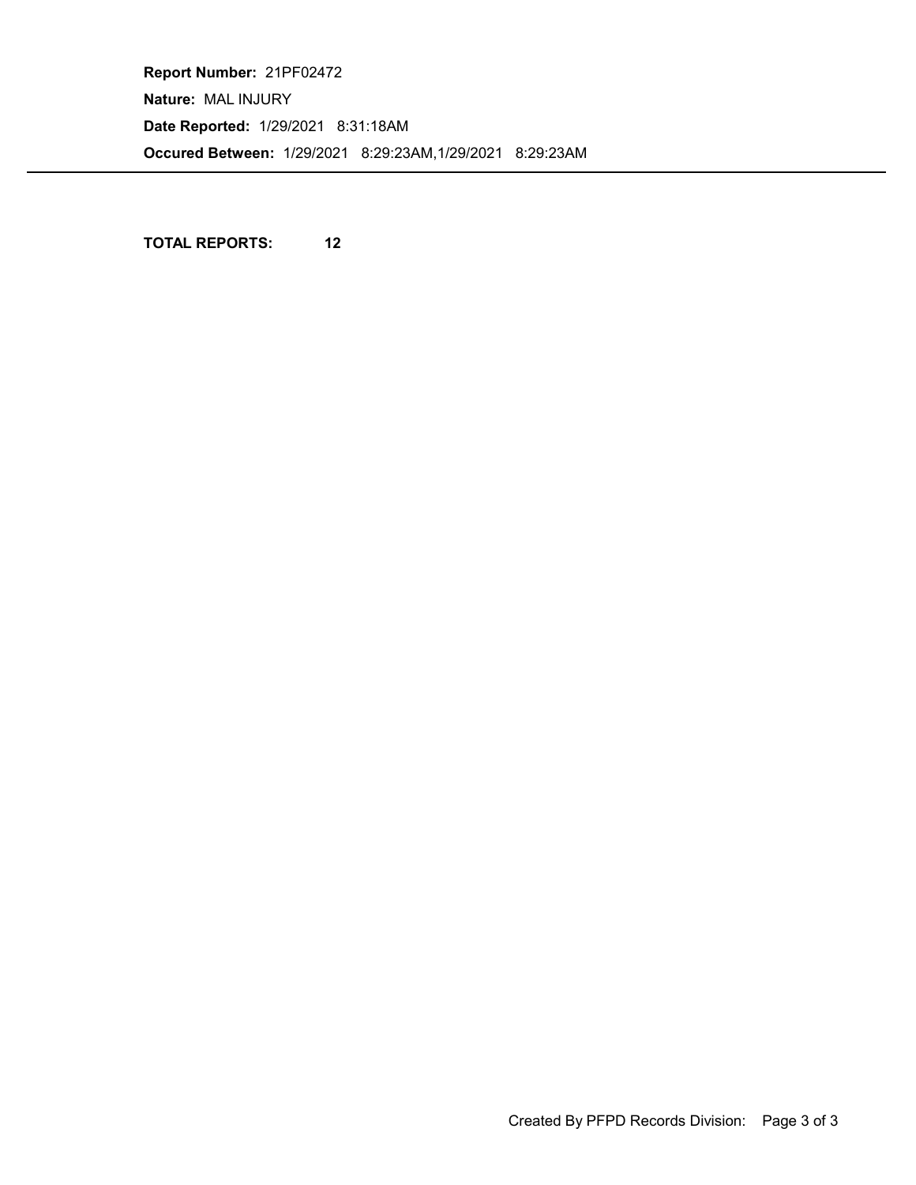**Report Number:** 21PF02472

**Nature:** MAL INJURY

**Date Reported:** 1/29/2021 8:31:18AM

**Occured Between:** 1/29/2021 8:29:23AM,1/29/2021 8:29:23AM

---

**TOTAL REPORTS: 12**